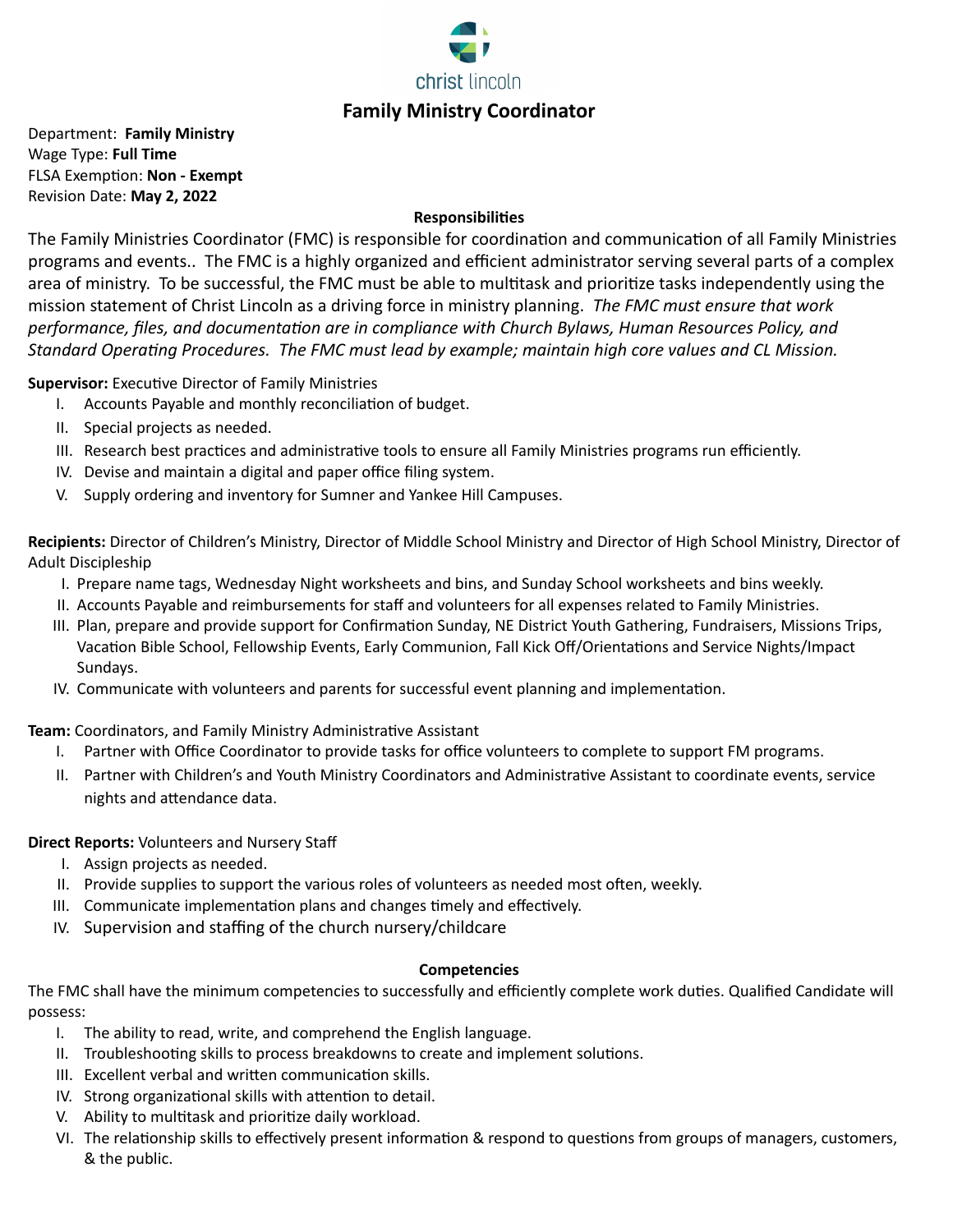christ lincoln

# Family Ministry Coordinator

Department: **Family Ministry**
Wage Type: **Full Time**
FLSA Exemption: **Non - Exempt**
Revision Date: **May 2, 2022**

**Responsibilities**

The Family Ministries Coordinator (FMC) is responsible for coordination and communication of all Family Ministries programs and events.. The FMC is a highly organized and efficient administrator serving several parts of a complex area of ministry. To be successful, the FMC must be able to multitask and prioritize tasks independently using the mission statement of Christ Lincoln as a driving force in ministry planning. *The FMC must ensure that work performance, files, and documentation are in compliance with Church Bylaws, Human Resources Policy, and Standard Operating Procedures. The FMC must lead by example; maintain high core values and CL Mission.*

**Supervisor:** Executive Director of Family Ministries

I. Accounts Payable and monthly reconciliation of budget.
II. Special projects as needed.
III. Research best practices and administrative tools to ensure all Family Ministries programs run efficiently.
IV. Devise and maintain a digital and paper office filing system.
V. Supply ordering and inventory for Sumner and Yankee Hill Campuses.

**Recipients:** Director of Children's Ministry, Director of Middle School Ministry and Director of High School Ministry, Director of Adult Discipleship

I. Prepare name tags, Wednesday Night worksheets and bins, and Sunday School worksheets and bins weekly.
II. Accounts Payable and reimbursements for staff and volunteers for all expenses related to Family Ministries.
III. Plan, prepare and provide support for Confirmation Sunday, NE District Youth Gathering, Fundraisers, Missions Trips, Vacation Bible School, Fellowship Events, Early Communion, Fall Kick Off/Orientations and Service Nights/Impact Sundays.
IV. Communicate with volunteers and parents for successful event planning and implementation.

**Team:** Coordinators, and Family Ministry Administrative Assistant

I. Partner with Office Coordinator to provide tasks for office volunteers to complete to support FM programs.
II. Partner with Children's and Youth Ministry Coordinators and Administrative Assistant to coordinate events, service nights and attendance data.

**Direct Reports:** Volunteers and Nursery Staff

I. Assign projects as needed.
II. Provide supplies to support the various roles of volunteers as needed most often, weekly.
III. Communicate implementation plans and changes timely and effectively.
IV. Supervision and staffing of the church nursery/childcare

**Competencies**

The FMC shall have the minimum competencies to successfully and efficiently complete work duties. Qualified Candidate will possess:

I. The ability to read, write, and comprehend the English language.
II. Troubleshooting skills to process breakdowns to create and implement solutions.
III. Excellent verbal and written communication skills.
IV. Strong organizational skills with attention to detail.
V. Ability to multitask and prioritize daily workload.
VI. The relationship skills to effectively present information & respond to questions from groups of managers, customers, & the public.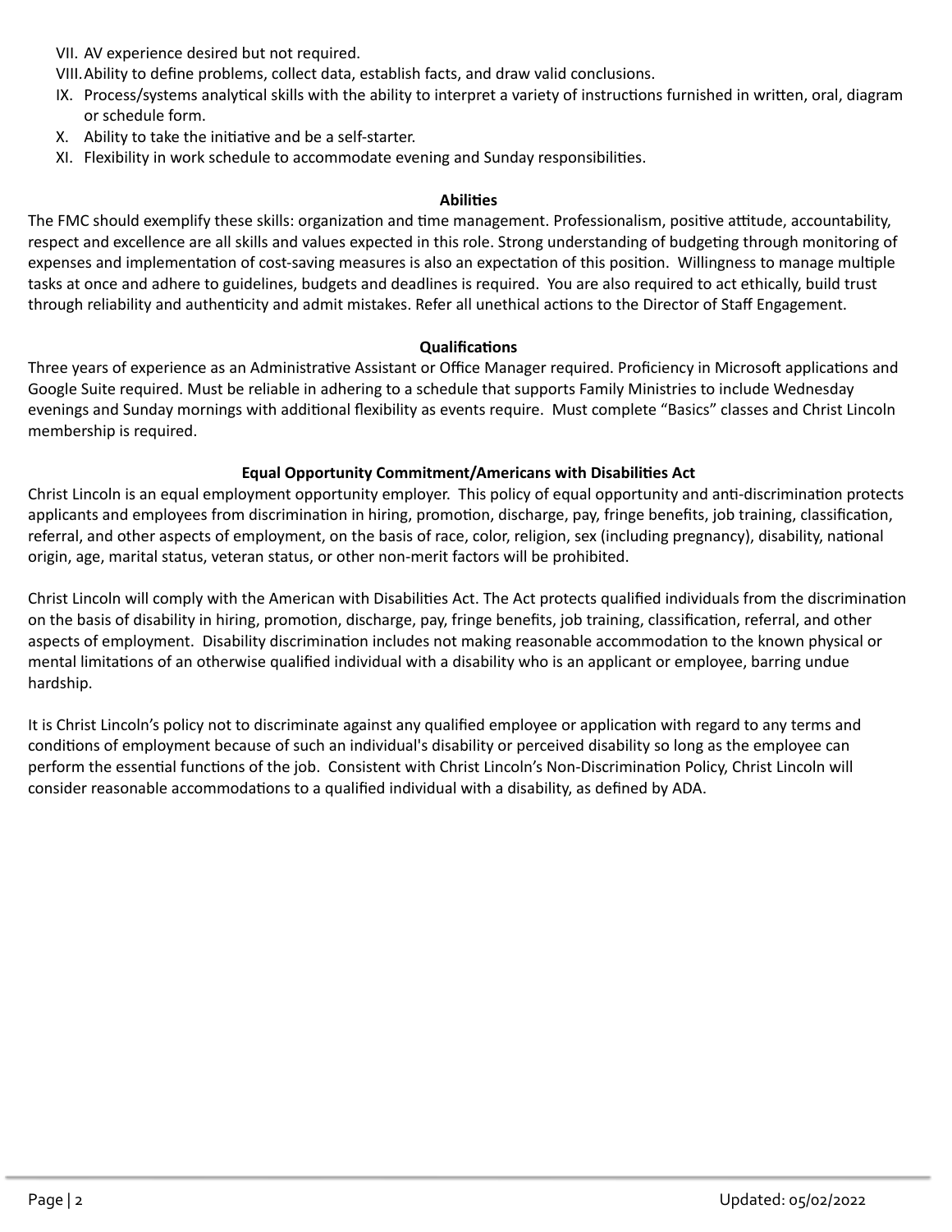VII. AV experience desired but not required.
VIII. Ability to define problems, collect data, establish facts, and draw valid conclusions.
IX. Process/systems analytical skills with the ability to interpret a variety of instructions furnished in written, oral, diagram or schedule form.
X. Ability to take the initiative and be a self-starter.
XI. Flexibility in work schedule to accommodate evening and Sunday responsibilities.

**Abilities**

The FMC should exemplify these skills: organization and time management. Professionalism, positive attitude, accountability, respect and excellence are all skills and values expected in this role. Strong understanding of budgeting through monitoring of expenses and implementation of cost-saving measures is also an expectation of this position. Willingness to manage multiple tasks at once and adhere to guidelines, budgets and deadlines is required. You are also required to act ethically, build trust through reliability and authenticity and admit mistakes. Refer all unethical actions to the Director of Staff Engagement.

**Qualifications**

Three years of experience as an Administrative Assistant or Office Manager required. Proficiency in Microsoft applications and Google Suite required. Must be reliable in adhering to a schedule that supports Family Ministries to include Wednesday evenings and Sunday mornings with additional flexibility as events require. Must complete "Basics" classes and Christ Lincoln membership is required.

**Equal Opportunity Commitment/Americans with Disabilities Act**

Christ Lincoln is an equal employment opportunity employer. This policy of equal opportunity and anti-discrimination protects applicants and employees from discrimination in hiring, promotion, discharge, pay, fringe benefits, job training, classification, referral, and other aspects of employment, on the basis of race, color, religion, sex (including pregnancy), disability, national origin, age, marital status, veteran status, or other non-merit factors will be prohibited.

Christ Lincoln will comply with the American with Disabilities Act. The Act protects qualified individuals from the discrimination on the basis of disability in hiring, promotion, discharge, pay, fringe benefits, job training, classification, referral, and other aspects of employment. Disability discrimination includes not making reasonable accommodation to the known physical or mental limitations of an otherwise qualified individual with a disability who is an applicant or employee, barring undue hardship.

It is Christ Lincoln's policy not to discriminate against any qualified employee or application with regard to any terms and conditions of employment because of such an individual's disability or perceived disability so long as the employee can perform the essential functions of the job. Consistent with Christ Lincoln's Non-Discrimination Policy, Christ Lincoln will consider reasonable accommodations to a qualified individual with a disability, as defined by ADA.

Updated: 05/02/2022